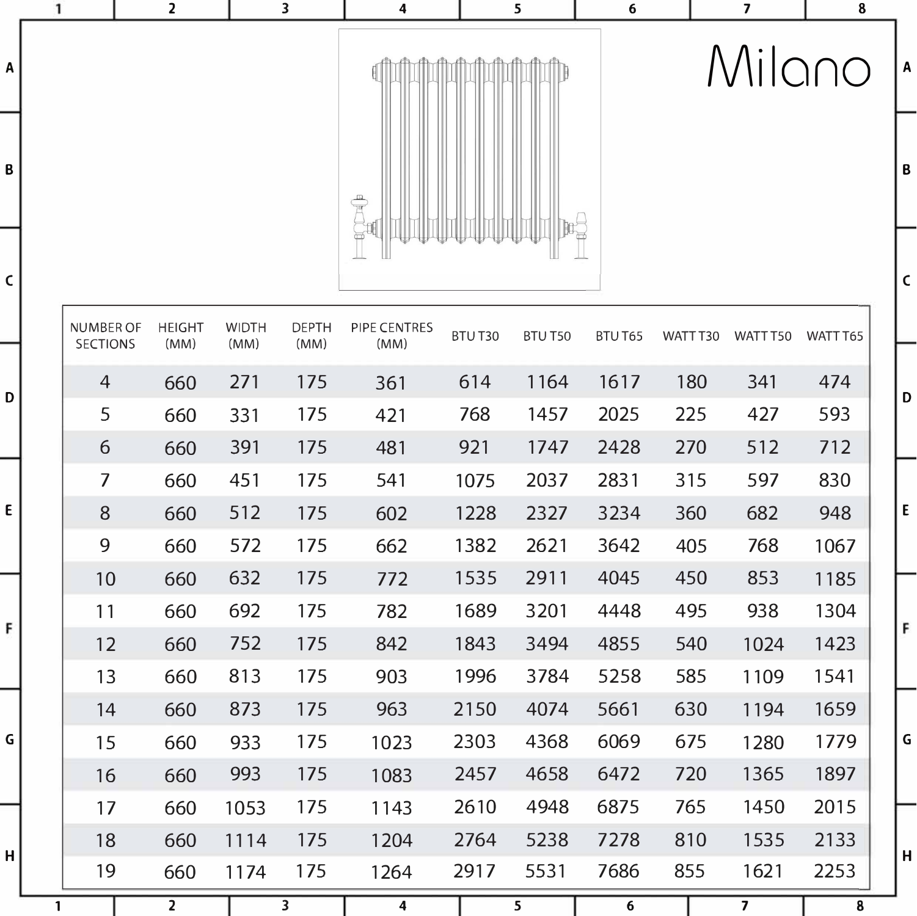# Milano

| NUMBER OF SECTIONS | HEIGHT (MM) | WIDTH (MM) | DEPTH (MM) | PIPE CENTRES (MM) | BTU T30 | BTU T50 | BTU T65 | WATT T30 | WATT T50 | WATT T65 |
|---|---|---|---|---|---|---|---|---|---|---|
| 4 | 660 | 271 | 175 | 361 | 614 | 1164 | 1617 | 180 | 341 | 474 |
| 5 | 660 | 331 | 175 | 421 | 768 | 1457 | 2025 | 225 | 427 | 593 |
| 6 | 660 | 391 | 175 | 481 | 921 | 1747 | 2428 | 270 | 512 | 712 |
| 7 | 660 | 451 | 175 | 541 | 1075 | 2037 | 2831 | 315 | 597 | 830 |
| 8 | 660 | 512 | 175 | 602 | 1228 | 2327 | 3234 | 360 | 682 | 948 |
| 9 | 660 | 572 | 175 | 662 | 1382 | 2621 | 3642 | 405 | 768 | 1067 |
| 10 | 660 | 632 | 175 | 772 | 1535 | 2911 | 4045 | 450 | 853 | 1185 |
| 11 | 660 | 692 | 175 | 782 | 1689 | 3201 | 4448 | 495 | 938 | 1304 |
| 12 | 660 | 752 | 175 | 842 | 1843 | 3494 | 4855 | 540 | 1024 | 1423 |
| 13 | 660 | 813 | 175 | 903 | 1996 | 3784 | 5258 | 585 | 1109 | 1541 |
| 14 | 660 | 873 | 175 | 963 | 2150 | 4074 | 5661 | 630 | 1194 | 1659 |
| 15 | 660 | 933 | 175 | 1023 | 2303 | 4368 | 6069 | 675 | 1280 | 1779 |
| 16 | 660 | 993 | 175 | 1083 | 2457 | 4658 | 6472 | 720 | 1365 | 1897 |
| 17 | 660 | 1053 | 175 | 1143 | 2610 | 4948 | 6875 | 765 | 1450 | 2015 |
| 18 | 660 | 1114 | 175 | 1204 | 2764 | 5238 | 7278 | 810 | 1535 | 2133 |
| 19 | 660 | 1174 | 175 | 1264 | 2917 | 5531 | 7686 | 855 | 1621 | 2253 |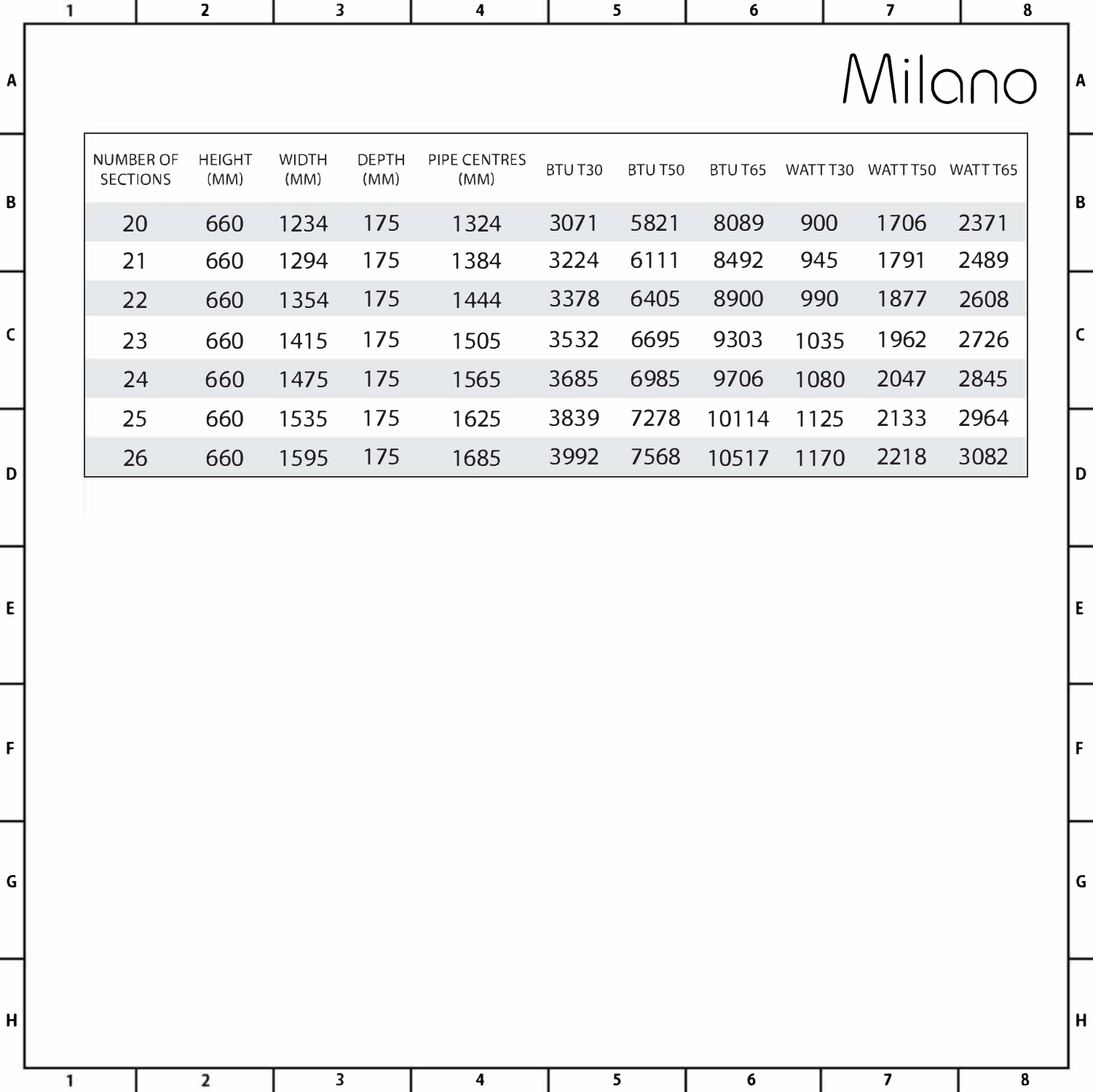# Milano

| NUMBER OF SECTIONS | HEIGHT (MM) | WIDTH (MM) | DEPTH (MM) | PIPE CENTRES (MM) | BTU T30 | BTU T50 | BTU T65 | WATT T30 | WATT T50 | WATT T65 |
|---|---|---|---|---|---|---|---|---|---|---|
| 20 | 660 | 1234 | 175 | 1324 | 3071 | 5821 | 8089 | 900 | 1706 | 2371 |
| 21 | 660 | 1294 | 175 | 1384 | 3224 | 6111 | 8492 | 945 | 1791 | 2489 |
| 22 | 660 | 1354 | 175 | 1444 | 3378 | 6405 | 8900 | 990 | 1877 | 2608 |
| 23 | 660 | 1415 | 175 | 1505 | 3532 | 6695 | 9303 | 1035 | 1962 | 2726 |
| 24 | 660 | 1475 | 175 | 1565 | 3685 | 6985 | 9706 | 1080 | 2047 | 2845 |
| 25 | 660 | 1535 | 175 | 1625 | 3839 | 7278 | 10114 | 1125 | 2133 | 2964 |
| 26 | 660 | 1595 | 175 | 1685 | 3992 | 7568 | 10517 | 1170 | 2218 | 3082 |